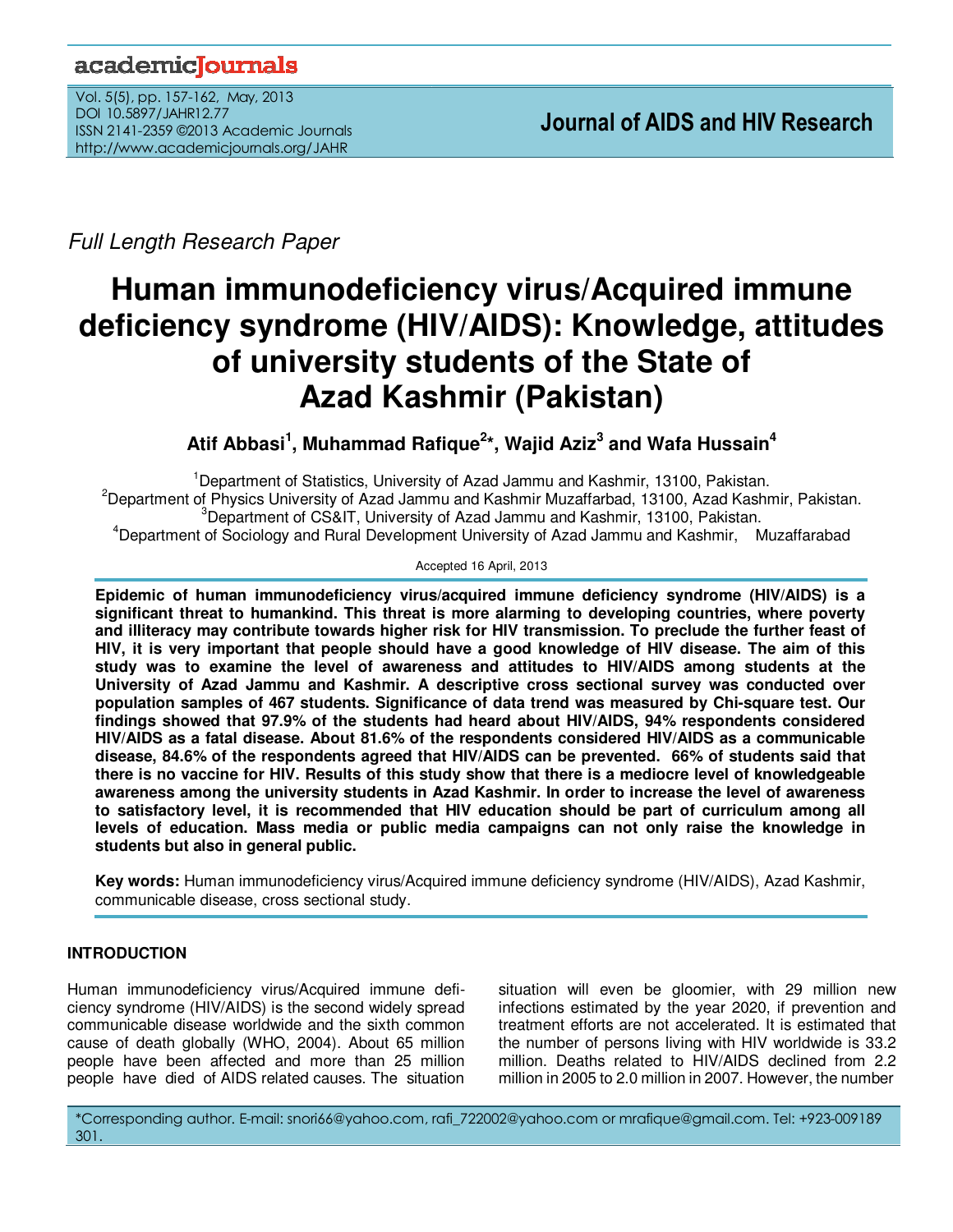*Full Length Research Paper*

# Human immunodeficiency virus/Acquired immune deficiency syndrome (HIV/AIDS): Knowledge, attitudes of university students of the State of Azad Kashmir (Pakistan)

**Atif Abbasi[1], Muhammad Rafique[2]\*, Wajid Aziz[3] and Wafa Hussain[4]**

[1]Department of Statistics, University of Azad Jammu and Kashmir, 13100, Pakistan.
[2]Department of Physics University of Azad Jammu and Kashmir Muzaffarbad, 13100, Azad Kashmir, Pakistan.
[3]Department of CS&IT, University of Azad Jammu and Kashmir, 13100, Pakistan.
[4]Department of Sociology and Rural Development University of Azad Jammu and Kashmir, Muzaffarabad

Accepted 16 April, 2013

**Epidemic of human immunodeficiency virus/acquired immune deficiency syndrome (HIV/AIDS) is a significant threat to humankind. This threat is more alarming to developing countries, where poverty and illiteracy may contribute towards higher risk for HIV transmission. To preclude the further feast of HIV, it is very important that people should have a good knowledge of HIV disease. The aim of this study was to examine the level of awareness and attitudes to HIV/AIDS among students at the University of Azad Jammu and Kashmir. A descriptive cross sectional survey was conducted over population samples of 467 students. Significance of data trend was measured by Chi-square test. Our findings showed that 97.9% of the students had heard about HIV/AIDS, 94% respondents considered HIV/AIDS as a fatal disease. About 81.6% of the respondents considered HIV/AIDS as a communicable disease, 84.6% of the respondents agreed that HIV/AIDS can be prevented. 66% of students said that there is no vaccine for HIV. Results of this study show that there is a mediocre level of knowledgeable awareness among the university students in Azad Kashmir. In order to increase the level of awareness to satisfactory level, it is recommended that HIV education should be part of curriculum among all levels of education. Mass media or public media campaigns can not only raise the knowledge in students but also in general public.**

**Key words:** Human immunodeficiency virus/Acquired immune deficiency syndrome (HIV/AIDS), Azad Kashmir, communicable disease, cross sectional study.

## INTRODUCTION

Human immunodeficiency virus/Acquired immune deficiency syndrome (HIV/AIDS) is the second widely spread communicable disease worldwide and the sixth common cause of death globally (WHO, 2004). About 65 million people have been affected and more than 25 million people have died of AIDS related causes. The situation will even be gloomier, with 29 million new infections estimated by the year 2020, if prevention and treatment efforts are not accelerated. It is estimated that the number of persons living with HIV worldwide is 33.2 million. Deaths related to HIV/AIDS declined from 2.2 million in 2005 to 2.0 million in 2007. However, the number

\*Corresponding author. E-mail: snori66@yahoo.com, rafi_722002@yahoo.com or mrafique@gmail.com. Tel: +923-009189 301.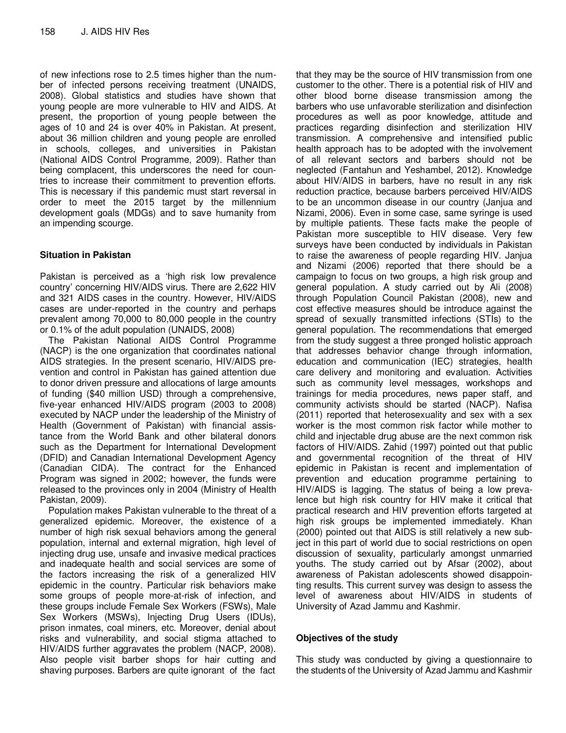of new infections rose to 2.5 times higher than the number of infected persons receiving treatment (UNAIDS, 2008). Global statistics and studies have shown that young people are more vulnerable to HIV and AIDS. At present, the proportion of young people between the ages of 10 and 24 is over 40% in Pakistan. At present, about 36 million children and young people are enrolled in schools, colleges, and universities in Pakistan (National AIDS Control Programme, 2009). Rather than being complacent, this underscores the need for countries to increase their commitment to prevention efforts. This is necessary if this pandemic must start reversal in order to meet the 2015 target by the millennium development goals (MDGs) and to save humanity from an impending scourge.

## Situation in Pakistan

Pakistan is perceived as a 'high risk low prevalence country' concerning HIV/AIDS virus. There are 2,622 HIV and 321 AIDS cases in the country. However, HIV/AIDS cases are under-reported in the country and perhaps prevalent among 70,000 to 80,000 people in the country or 0.1% of the adult population (UNAIDS, 2008)

The Pakistan National AIDS Control Programme (NACP) is the one organization that coordinates national AIDS strategies. In the present scenario, HIV/AIDS prevention and control in Pakistan has gained attention due to donor driven pressure and allocations of large amounts of funding ($40 million USD) through a comprehensive, five-year enhanced HIV/AIDS program (2003 to 2008) executed by NACP under the leadership of the Ministry of Health (Government of Pakistan) with financial assistance from the World Bank and other bilateral donors such as the Department for International Development (DFID) and Canadian International Development Agency (Canadian CIDA). The contract for the Enhanced Program was signed in 2002; however, the funds were released to the provinces only in 2004 (Ministry of Health Pakistan, 2009).

Population makes Pakistan vulnerable to the threat of a generalized epidemic. Moreover, the existence of a number of high risk sexual behaviors among the general population, internal and external migration, high level of injecting drug use, unsafe and invasive medical practices and inadequate health and social services are some of the factors increasing the risk of a generalized HIV epidemic in the country. Particular risk behaviors make some groups of people more-at-risk of infection, and these groups include Female Sex Workers (FSWs), Male Sex Workers (MSWs), Injecting Drug Users (IDUs), prison inmates, coal miners, etc. Moreover, denial about risks and vulnerability, and social stigma attached to HIV/AIDS further aggravates the problem (NACP, 2008). Also people visit barber shops for hair cutting and shaving purposes. Barbers are quite ignorant of the fact that they may be the source of HIV transmission from one customer to the other. There is a potential risk of HIV and other blood borne disease transmission among the barbers who use unfavorable sterilization and disinfection procedures as well as poor knowledge, attitude and practices regarding disinfection and sterilization HIV transmission. A comprehensive and intensified public health approach has to be adopted with the involvement of all relevant sectors and barbers should not be neglected (Fantahun and Yeshambel, 2012). Knowledge about HIV/AIDS in barbers, have no result in any risk reduction practice, because barbers perceived HIV/AIDS to be an uncommon disease in our country (Janjua and Nizami, 2006). Even in some case, same syringe is used by multiple patients. These facts make the people of Pakistan more susceptible to HIV disease. Very few surveys have been conducted by individuals in Pakistan to raise the awareness of people regarding HIV. Janjua and Nizami (2006) reported that there should be a campaign to focus on two groups, a high risk group and general population. A study carried out by Ali (2008) through Population Council Pakistan (2008), new and cost effective measures should be introduce against the spread of sexually transmitted infections (STIs) to the general population. The recommendations that emerged from the study suggest a three pronged holistic approach that addresses behavior change through information, education and communication (IEC) strategies, health care delivery and monitoring and evaluation. Activities such as community level messages, workshops and trainings for media procedures, news paper staff, and community activists should be started (NACP). Nafisa (2011) reported that heterosexuality and sex with a sex worker is the most common risk factor while mother to child and injectable drug abuse are the next common risk factors of HIV/AIDS. Zahid (1997) pointed out that public and governmental recognition of the threat of HIV epidemic in Pakistan is recent and implementation of prevention and education programme pertaining to HIV/AIDS is lagging. The status of being a low prevalence but high risk country for HIV make it critical that practical research and HIV prevention efforts targeted at high risk groups be implemented immediately. Khan (2000) pointed out that AIDS is still relatively a new subject in this part of world due to social restrictions on open discussion of sexuality, particularly amongst unmarried youths. The study carried out by Afsar (2002), about awareness of Pakistan adolescents showed disappointing results. This current survey was design to assess the level of awareness about HIV/AIDS in students of University of Azad Jammu and Kashmir.

## Objectives of the study

This study was conducted by giving a questionnaire to the students of the University of Azad Jammu and Kashmir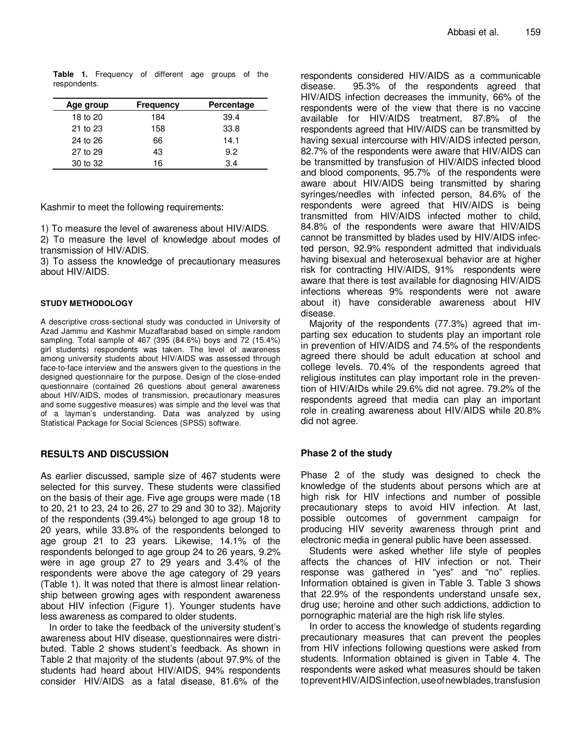**Table 1.** Frequency of different age groups of the respondents.

| Age group | Frequency | Percentage |
|---|---|---|
| 18 to 20 | 184 | 39.4 |
| 21 to 23 | 158 | 33.8 |
| 24 to 26 | 66 | 14.1 |
| 27 to 29 | 43 | 9.2 |
| 30 to 32 | 16 | 3.4 |

Kashmir to meet the following requirements:

1) To measure the level of awareness about HIV/AIDS.
2) To measure the level of knowledge about modes of transmission of HIV/ADIS.
3) To assess the knowledge of precautionary measures about HIV/AIDS.

### STUDY METHODOLOGY

A descriptive cross-sectional study was conducted in University of Azad Jammu and Kashmir Muzaffarabad based on simple random sampling. Total sample of 467 (395 (84.6%) boys and 72 (15.4%) girl students) respondents was taken. The level of awareness among university students about HIV/AIDS was assessed through face-to-face interview and the answers given to the questions in the designed questionnaire for the purpose. Design of the close-ended questionnaire (contained 26 questions about general awareness about HIV/AIDS, modes of transmission, precautionary measures and some suggestive measures) was simple and the level was that of a layman's understanding. Data was analyzed by using Statistical Package for Social Sciences (SPSS) software.

## RESULTS AND DISCUSSION

As earlier discussed, sample size of 467 students were selected for this survey. These students were classified on the basis of their age. Five age groups were made (18 to 20, 21 to 23, 24 to 26, 27 to 29 and 30 to 32). Majority of the respondents (39.4%) belonged to age group 18 to 20 years, while 33.8% of the respondents belonged to age group 21 to 23 years. Likewise, 14.1% of the respondents belonged to age group 24 to 26 years, 9.2% were in age group 27 to 29 years and 3.4% of the respondents were above the age category of 29 years (Table 1). It was noted that there is almost linear relationship between growing ages with respondent awareness about HIV infection (Figure 1). Younger students have less awareness as compared to older students.

In order to take the feedback of the university student's awareness about HIV disease, questionnaires were distributed. Table 2 shows student's feedback. As shown in Table 2 that majority of the students (about 97.9% of the students had heard about HIV/AIDS, 94% respondents consider HIV/AIDS as a fatal disease, 81.6% of the respondents considered HIV/AIDS as a communicable disease. 95.3% of the respondents agreed that HIV/AIDS infection decreases the immunity, 66% of the respondents were of the view that there is no vaccine available for HIV/AIDS treatment, 87.8% of the respondents agreed that HIV/AIDS can be transmitted by having sexual intercourse with HIV/AIDS infected person, 82.7% of the respondents were aware that HIV/AIDS can be transmitted by transfusion of HIV/AIDS infected blood and blood components, 95.7% of the respondents were aware about HIV/AIDS being transmitted by sharing syringes/needles with infected person, 84.6% of the respondents were agreed that HIV/AIDS is being transmitted from HIV/AIDS infected mother to child, 84.8% of the respondents were aware that HIV/AIDS cannot be transmitted by blades used by HIV/AIDS infected person, 92.9% respondent admitted that individuals having bisexual and heterosexual behavior are at higher risk for contracting HIV/AIDS, 91% respondents were aware that there is test available for diagnosing HIV/AIDS infections whereas 9% respondents were not aware about it) have considerable awareness about HIV disease.

Majority of the respondents (77.3%) agreed that imparting sex education to students play an important role in prevention of HIV/AIDS and 74.5% of the respondents agreed there should be adult education at school and college levels. 70.4% of the respondents agreed that religious institutes can play important role in the prevention of HIV/AIDs while 29.6% did not agree. 79.2% of the respondents agreed that media can play an important role in creating awareness about HIV/AIDS while 20.8% did not agree.

### Phase 2 of the study

Phase 2 of the study was designed to check the knowledge of the students about persons which are at high risk for HIV infections and number of possible precautionary steps to avoid HIV infection. At last, possible outcomes of government campaign for producing HIV severity awareness through print and electronic media in general public have been assessed.

Students were asked whether life style of peoples affects the chances of HIV infection or not. Their response was gathered in "yes" and "no" replies. Information obtained is given in Table 3. Table 3 shows that 22.9% of the respondents understand unsafe sex, drug use; heroine and other such addictions, addiction to pornographic material are the high risk life styles.

In order to access the knowledge of students regarding precautionary measures that can prevent the peoples from HIV infections following questions were asked from students. Information obtained is given in Table 4. The respondents were asked what measures should be taken to prevent HIV/AIDS infection, use of new blades, transfusion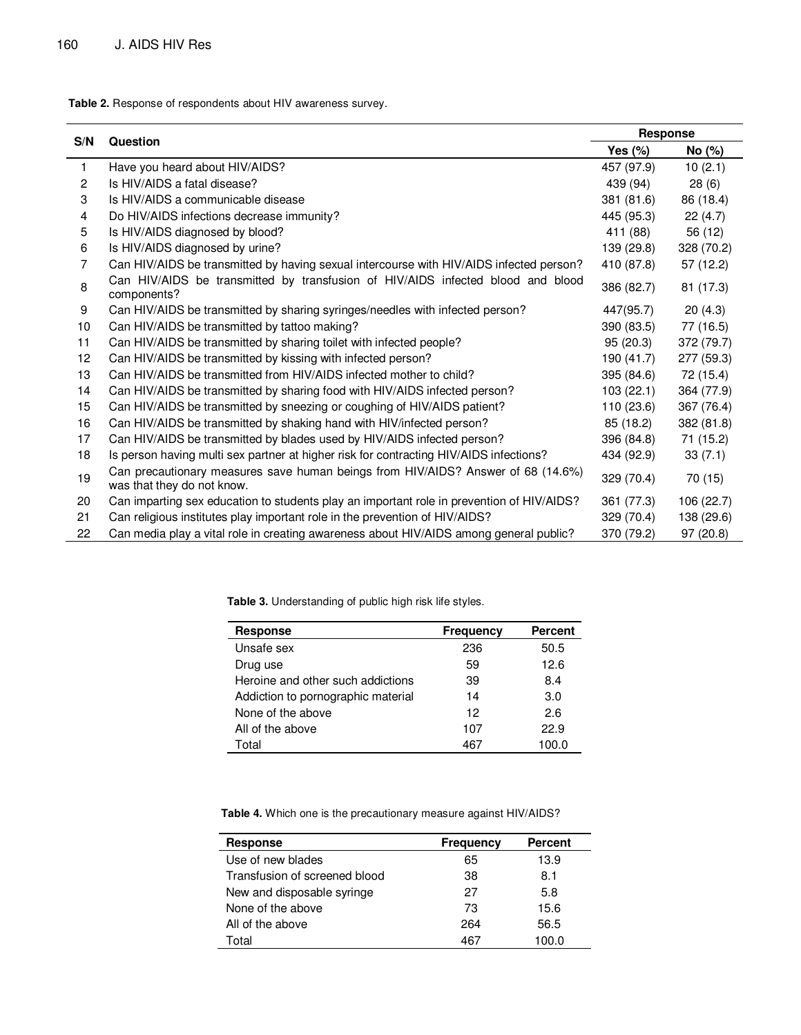**Table 2.** Response of respondents about HIV awareness survey.

| S/N | Question | Response | |
|---|---|---|---|
| | | Yes (%) | No (%) |
| 1 | Have you heard about HIV/AIDS? | 457 (97.9) | 10 (2.1) |
| 2 | Is HIV/AIDS a fatal disease? | 439 (94) | 28 (6) |
| 3 | Is HIV/AIDS a communicable disease | 381 (81.6) | 86 (18.4) |
| 4 | Do HIV/AIDS infections decrease immunity? | 445 (95.3) | 22 (4.7) |
| 5 | Is HIV/AIDS diagnosed by blood? | 411 (88) | 56 (12) |
| 6 | Is HIV/AIDS diagnosed by urine? | 139 (29.8) | 328 (70.2) |
| 7 | Can HIV/AIDS be transmitted by having sexual intercourse with HIV/AIDS infected person? | 410 (87.8) | 57 (12.2) |
| 8 | Can HIV/AIDS be transmitted by transfusion of HIV/AIDS infected blood and blood components? | 386 (82.7) | 81 (17.3) |
| 9 | Can HIV/AIDS be transmitted by sharing syringes/needles with infected person? | 447(95.7) | 20 (4.3) |
| 10 | Can HIV/AIDS be transmitted by tattoo making? | 390 (83.5) | 77 (16.5) |
| 11 | Can HIV/AIDS be transmitted by sharing toilet with infected people? | 95 (20.3) | 372 (79.7) |
| 12 | Can HIV/AIDS be transmitted by kissing with infected person? | 190 (41.7) | 277 (59.3) |
| 13 | Can HIV/AIDS be transmitted from HIV/AIDS infected mother to child? | 395 (84.6) | 72 (15.4) |
| 14 | Can HIV/AIDS be transmitted by sharing food with HIV/AIDS infected person? | 103 (22.1) | 364 (77.9) |
| 15 | Can HIV/AIDS be transmitted by sneezing or coughing of HIV/AIDS patient? | 110 (23.6) | 367 (76.4) |
| 16 | Can HIV/AIDS be transmitted by shaking hand with HIV/infected person? | 85 (18.2) | 382 (81.8) |
| 17 | Can HIV/AIDS be transmitted by blades used by HIV/AIDS infected person? | 396 (84.8) | 71 (15.2) |
| 18 | Is person having multi sex partner at higher risk for contracting HIV/AIDS infections? | 434 (92.9) | 33 (7.1) |
| 19 | Can precautionary measures save human beings from HIV/AIDS? Answer of 68 (14.6%) was that they do not know. | 329 (70.4) | 70 (15) |
| 20 | Can imparting sex education to students play an important role in prevention of HIV/AIDS? | 361 (77.3) | 106 (22.7) |
| 21 | Can religious institutes play important role in the prevention of HIV/AIDS? | 329 (70.4) | 138 (29.6) |
| 22 | Can media play a vital role in creating awareness about HIV/AIDS among general public? | 370 (79.2) | 97 (20.8) |

**Table 3.** Understanding of public high risk life styles.

| Response | Frequency | Percent |
|---|---|---|
| Unsafe sex | 236 | 50.5 |
| Drug use | 59 | 12.6 |
| Heroine and other such addictions | 39 | 8.4 |
| Addiction to pornographic material | 14 | 3.0 |
| None of the above | 12 | 2.6 |
| All of the above | 107 | 22.9 |
| Total | 467 | 100.0 |

**Table 4.** Which one is the precautionary measure against HIV/AIDS?

| Response | Frequency | Percent |
|---|---|---|
| Use of new blades | 65 | 13.9 |
| Transfusion of screened blood | 38 | 8.1 |
| New and disposable syringe | 27 | 5.8 |
| None of the above | 73 | 15.6 |
| All of the above | 264 | 56.5 |
| Total | 467 | 100.0 |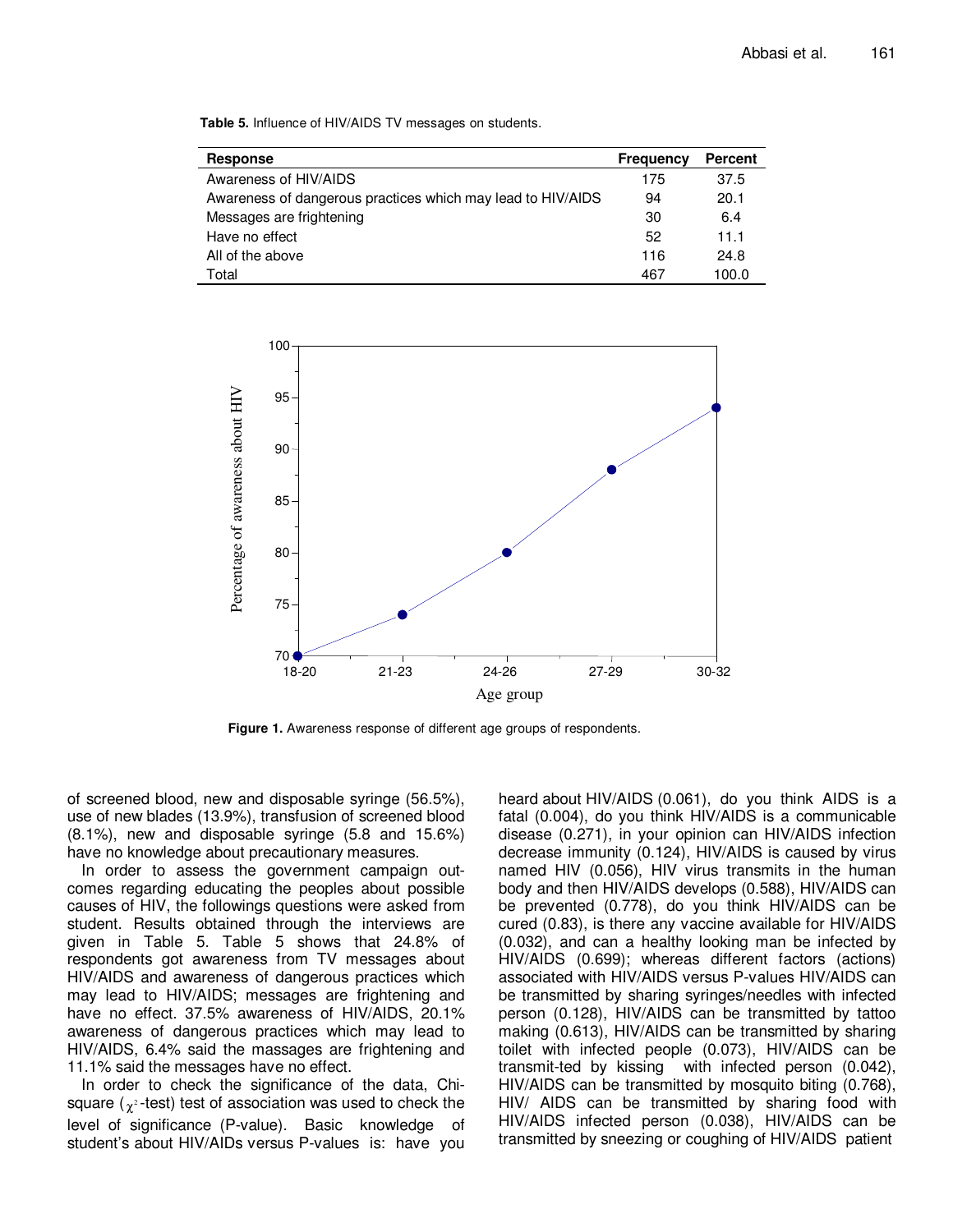**Table 5.** Influence of HIV/AIDS TV messages on students.

| Response | Frequency | Percent |
|---|---|---|
| Awareness of HIV/AIDS | 175 | 37.5 |
| Awareness of dangerous practices which may lead to HIV/AIDS | 94 | 20.1 |
| Messages are frightening | 30 | 6.4 |
| Have no effect | 52 | 11.1 |
| All of the above | 116 | 24.8 |
| Total | 467 | 100.0 |

**Figure 1.** Awareness response of different age groups of respondents.

of screened blood, new and disposable syringe (56.5%), use of new blades (13.9%), transfusion of screened blood (8.1%), new and disposable syringe (5.8 and 15.6%) have no knowledge about precautionary measures.

In order to assess the government campaign outcomes regarding educating the peoples about possible causes of HIV, the followings questions were asked from student. Results obtained through the interviews are given in Table 5. Table 5 shows that 24.8% of respondents got awareness from TV messages about HIV/AIDS and awareness of dangerous practices which may lead to HIV/AIDS; messages are frightening and have no effect. 37.5% awareness of HIV/AIDS, 20.1% awareness of dangerous practices which may lead to HIV/AIDS, 6.4% said the massages are frightening and 11.1% said the messages have no effect.

In order to check the significance of the data, Chi-square ($\chi^2$-test) test of association was used to check the level of significance (P-value). Basic knowledge of student's about HIV/AIDs versus P-values is: have you heard about HIV/AIDS (0.061), do you think AIDS is a fatal (0.004), do you think HIV/AIDS is a communicable disease (0.271), in your opinion can HIV/AIDS infection decrease immunity (0.124), HIV/AIDS is caused by virus named HIV (0.056), HIV virus transmits in the human body and then HIV/AIDS develops (0.588), HIV/AIDS can be prevented (0.778), do you think HIV/AIDS can be cured (0.83), is there any vaccine available for HIV/AIDS (0.032), and can a healthy looking man be infected by HIV/AIDS (0.699); whereas different factors (actions) associated with HIV/AIDS versus P-values HIV/AIDS can be transmitted by sharing syringes/needles with infected person (0.128), HIV/AIDS can be transmitted by tattoo making (0.613), HIV/AIDS can be transmitted by sharing toilet with infected people (0.073), HIV/AIDS can be transmit-ted by kissing with infected person (0.042), HIV/AIDS can be transmitted by mosquito biting (0.768), HIV/ AIDS can be transmitted by sharing food with HIV/AIDS infected person (0.038), HIV/AIDS can be transmitted by sneezing or coughing of HIV/AIDS patient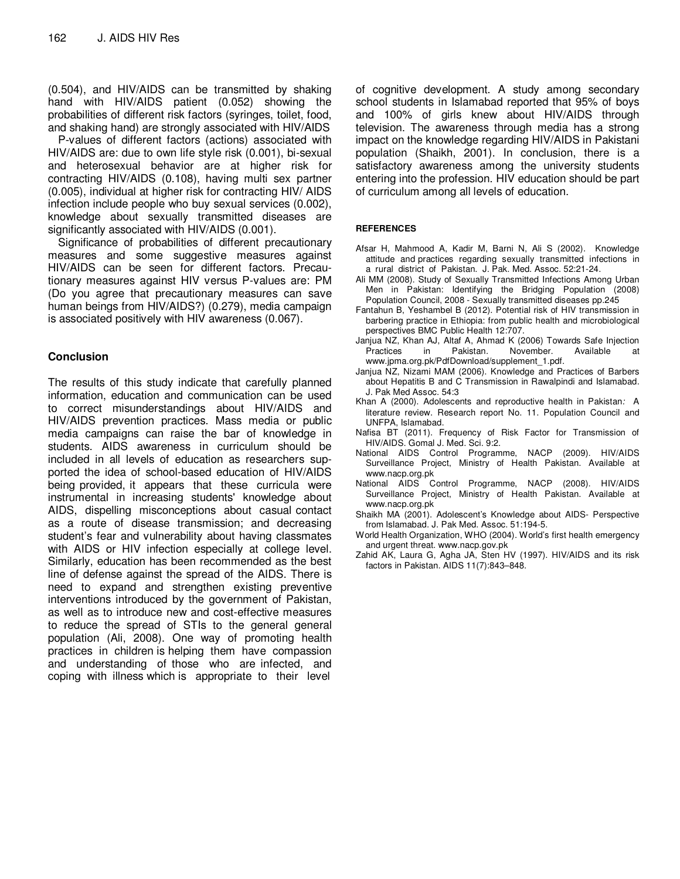(0.504), and HIV/AIDS can be transmitted by shaking hand with HIV/AIDS patient (0.052) showing the probabilities of different risk factors (syringes, toilet, food, and shaking hand) are strongly associated with HIV/AIDS

P-values of different factors (actions) associated with HIV/AIDS are: due to own life style risk (0.001), bi-sexual and heterosexual behavior are at higher risk for contracting HIV/AIDS (0.108), having multi sex partner (0.005), individual at higher risk for contracting HIV/ AIDS infection include people who buy sexual services (0.002), knowledge about sexually transmitted diseases are significantly associated with HIV/AIDS (0.001).

Significance of probabilities of different precautionary measures and some suggestive measures against HIV/AIDS can be seen for different factors. Precautionary measures against HIV versus P-values are: PM (Do you agree that precautionary measures can save human beings from HIV/AIDS?) (0.279), media campaign is associated positively with HIV awareness (0.067).

## Conclusion

The results of this study indicate that carefully planned information, education and communication can be used to correct misunderstandings about HIV/AIDS and HIV/AIDS prevention practices. Mass media or public media campaigns can raise the bar of knowledge in students. AIDS awareness in curriculum should be included in all levels of education as researchers supported the idea of school-based education of HIV/AIDS being provided, it appears that these curricula were instrumental in increasing students' knowledge about AIDS, dispelling misconceptions about casual contact as a route of disease transmission; and decreasing student's fear and vulnerability about having classmates with AIDS or HIV infection especially at college level. Similarly, education has been recommended as the best line of defense against the spread of the AIDS. There is need to expand and strengthen existing preventive interventions introduced by the government of Pakistan, as well as to introduce new and cost-effective measures to reduce the spread of STIs to the general general population (Ali, 2008). One way of promoting health practices in children is helping them have compassion and understanding of those who are infected, and coping with illness which is appropriate to their level of cognitive development. A study among secondary school students in Islamabad reported that 95% of boys and 100% of girls knew about HIV/AIDS through television. The awareness through media has a strong impact on the knowledge regarding HIV/AIDS in Pakistani population (Shaikh, 2001). In conclusion, there is a satisfactory awareness among the university students entering into the profession. HIV education should be part of curriculum among all levels of education.

## REFERENCES

Afsar H, Mahmood A, Kadir M, Barni N, Ali S (2002). Knowledge attitude and practices regarding sexually transmitted infections in a rural district of Pakistan. J. Pak. Med. Assoc. 52:21-24.

Ali MM (2008). Study of Sexually Transmitted Infections Among Urban Men in Pakistan: Identifying the Bridging Population (2008) Population Council, 2008 - Sexually transmitted diseases pp.245

Fantahun B, Yeshambel B (2012). Potential risk of HIV transmission in barbering practice in Ethiopia: from public health and microbiological perspectives BMC Public Health 12:707.

Janjua NZ, Khan AJ, Altaf A, Ahmad K (2006) Towards Safe Injection Practices in Pakistan. November. Available at www.jpma.org.pk/PdfDownload/supplement_1.pdf.

Janjua NZ, Nizami MAM (2006). Knowledge and Practices of Barbers about Hepatitis B and C Transmission in Rawalpindi and Islamabad. J. Pak Med Assoc. 54:3

Khan A (2000). Adolescents and reproductive health in Pakistan*:* A literature review. Research report No. 11. Population Council and UNFPA, Islamabad.

Nafisa BT (2011). Frequency of Risk Factor for Transmission of HIV/AIDS. Gomal J. Med. Sci. 9:2.

National AIDS Control Programme, NACP (2009). HIV/AIDS Surveillance Project, Ministry of Health Pakistan. Available at www.nacp.org.pk

National AIDS Control Programme, NACP (2008). HIV/AIDS Surveillance Project, Ministry of Health Pakistan. Available at www.nacp.org.pk

Shaikh MA (2001). Adolescent's Knowledge about AIDS- Perspective from Islamabad. J. Pak Med. Assoc. 51:194-5.

World Health Organization, WHO (2004). World's first health emergency and urgent threat. www.nacp.gov.pk

Zahid AK, Laura G, Agha JA, Sten HV (1997). HIV/AIDS and its risk factors in Pakistan. AIDS 11(7):843–848.